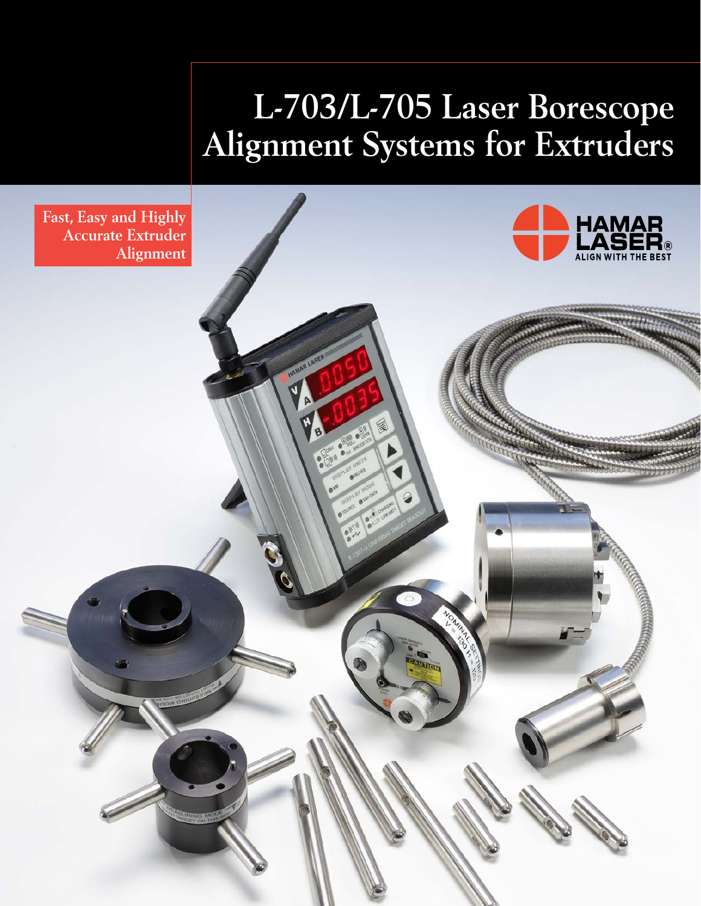# L-703/L-705 Laser Borescope Alignment Systems for Extruders

Fast, Easy and Highly Accurate Extruder Alignment

HAMAR LASER®
ALIGN WITH THE BEST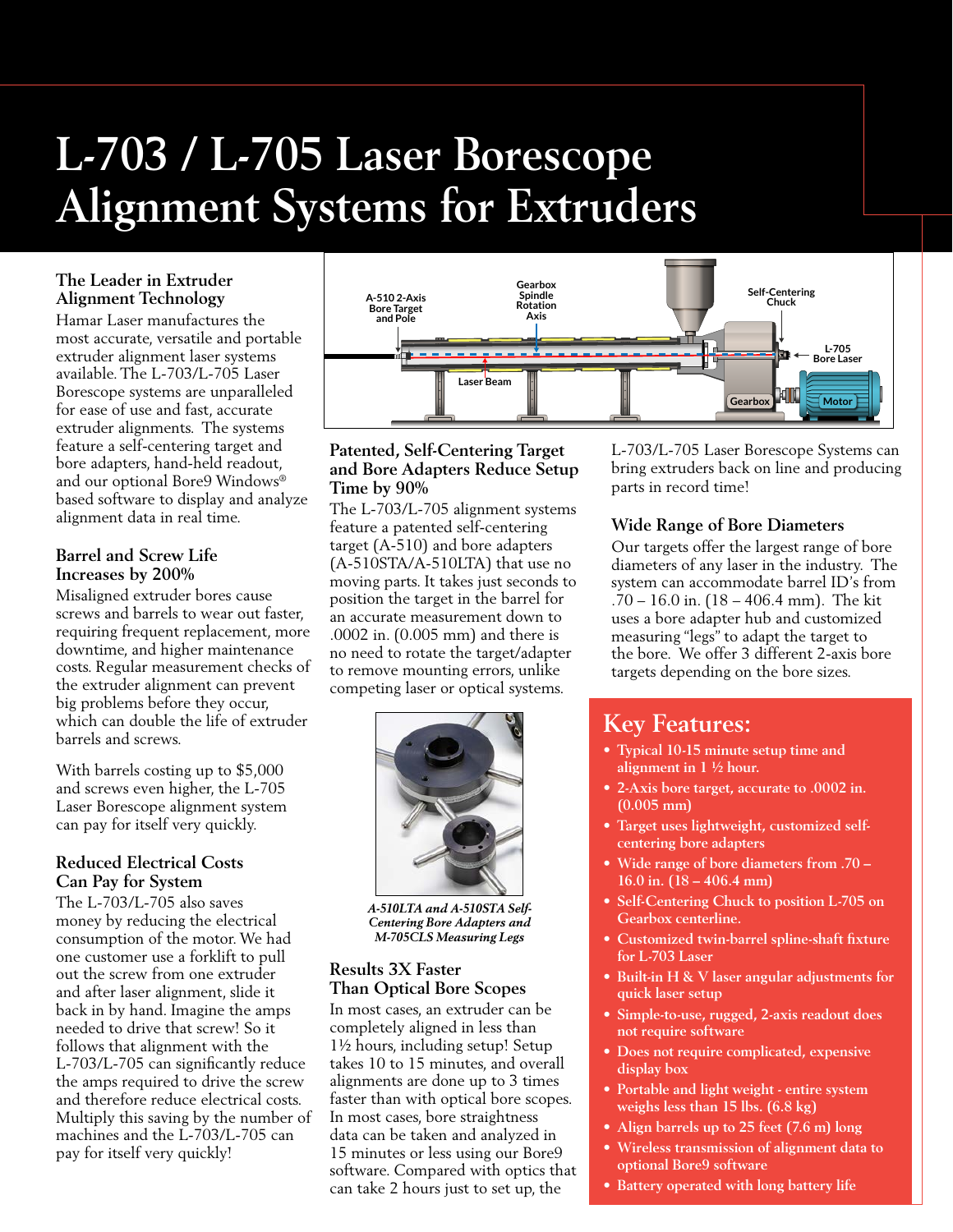# L-703 / L-705 Laser Borescope Alignment Systems for Extruders

### The Leader in Extruder Alignment Technology

Hamar Laser manufactures the most accurate, versatile and portable extruder alignment laser systems available. The L-703/L-705 Laser Borescope systems are unparalleled for ease of use and fast, accurate extruder alignments. The systems feature a self-centering target and bore adapters, hand-held readout, and our optional Bore9 Windows® based software to display and analyze alignment data in real time.

### Barrel and Screw Life Increases by 200%

Misaligned extruder bores cause screws and barrels to wear out faster, requiring frequent replacement, more downtime, and higher maintenance costs. Regular measurement checks of the extruder alignment can prevent big problems before they occur, which can double the life of extruder barrels and screws.

With barrels costing up to $5,000 and screws even higher, the L-705 Laser Borescope alignment system can pay for itself very quickly.

### Reduced Electrical Costs Can Pay for System

The L-703/L-705 also saves money by reducing the electrical consumption of the motor. We had one customer use a forklift to pull out the screw from one extruder and after laser alignment, slide it back in by hand. Imagine the amps needed to drive that screw! So it follows that alignment with the L-703/L-705 can significantly reduce the amps required to drive the screw and therefore reduce electrical costs. Multiply this saving by the number of machines and the L-703/L-705 can pay for itself very quickly!

A-510 2-Axis Bore Target and Pole | Gearbox Spindle Rotation Axis | Laser Beam | Self-Centering Chuck | L-705 Bore Laser | Gearbox | Motor

### Patented, Self-Centering Target and Bore Adapters Reduce Setup Time by 90%

The L-703/L-705 alignment systems feature a patented self-centering target (A-510) and bore adapters (A-510STA/A-510LTA) that use no moving parts. It takes just seconds to position the target in the barrel for an accurate measurement down to .0002 in. (0.005 mm) and there is no need to rotate the target/adapter to remove mounting errors, unlike competing laser or optical systems.

*A-510LTA and A-510STA Self-Centering Bore Adapters and M-705CLS Measuring Legs*

### Results 3X Faster Than Optical Bore Scopes

In most cases, an extruder can be completely aligned in less than 1½ hours, including setup! Setup takes 10 to 15 minutes, and overall alignments are done up to 3 times faster than with optical bore scopes. In most cases, bore straightness data can be taken and analyzed in 15 minutes or less using our Bore9 software. Compared with optics that can take 2 hours just to set up, the L-703/L-705 Laser Borescope Systems can bring extruders back on line and producing parts in record time!

### Wide Range of Bore Diameters

Our targets offer the largest range of bore diameters of any laser in the industry. The system can accommodate barrel ID's from .70 – 16.0 in. (18 – 406.4 mm). The kit uses a bore adapter hub and customized measuring "legs" to adapt the target to the bore. We offer 3 different 2-axis bore targets depending on the bore sizes.

## Key Features:

- Typical 10-15 minute setup time and alignment in 1 ½ hour.
- 2-Axis bore target, accurate to .0002 in. (0.005 mm)
- Target uses lightweight, customized self-centering bore adapters
- Wide range of bore diameters from .70 – 16.0 in. (18 – 406.4 mm)
- Self-Centering Chuck to position L-705 on Gearbox centerline.
- Customized twin-barrel spline-shaft fixture for L-703 Laser
- Built-in H & V laser angular adjustments for quick laser setup
- Simple-to-use, rugged, 2-axis readout does not require software
- Does not require complicated, expensive display box
- Portable and light weight - entire system weighs less than 15 lbs. (6.8 kg)
- Align barrels up to 25 feet (7.6 m) long
- Wireless transmission of alignment data to optional Bore9 software
- Battery operated with long battery life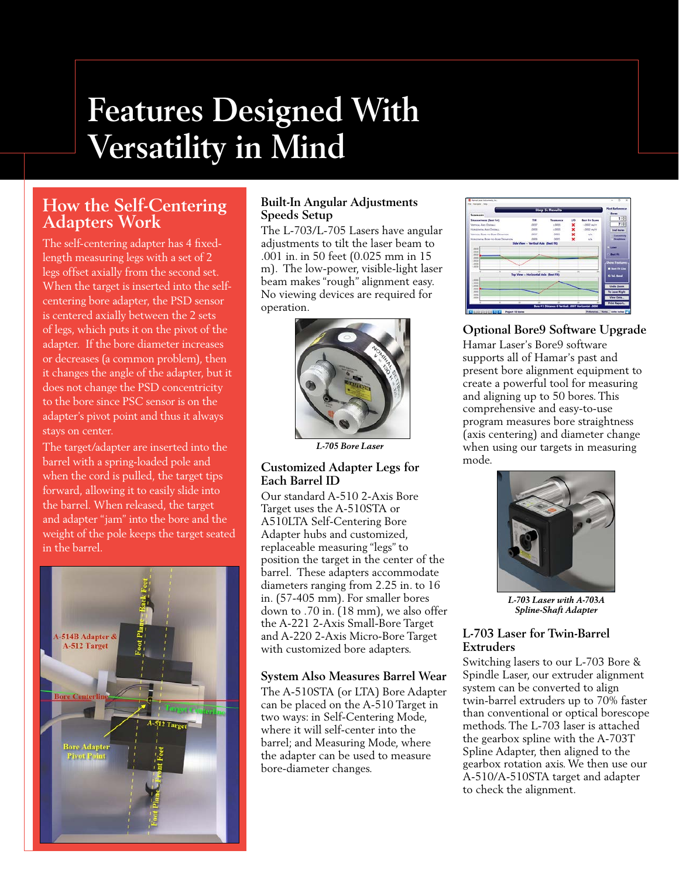# Features Designed With Versatility in Mind

## How the Self-Centering Adapters Work

The self-centering adapter has 4 fixed-length measuring legs with a set of 2 legs offset axially from the second set. When the target is inserted into the self-centering bore adapter, the PSD sensor is centered axially between the 2 sets of legs, which puts it on the pivot of the adapter. If the bore diameter increases or decreases (a common problem), then it changes the angle of the adapter, but it does not change the PSD concentricity to the bore since PSC sensor is on the adapter's pivot point and thus it always stays on center.

The target/adapter are inserted into the barrel with a spring-loaded pole and when the cord is pulled, the target tips forward, allowing it to easily slide into the barrel. When released, the target and adapter "jam" into the bore and the weight of the pole keeps the target seated in the barrel.

## Built-In Angular Adjustments Speeds Setup

The L-703/L-705 Lasers have angular adjustments to tilt the laser beam to .001 in. in 50 feet (0.025 mm in 15 m). The low-power, visible-light laser beam makes "rough" alignment easy. No viewing devices are required for operation.

*L-705 Bore Laser*

## Customized Adapter Legs for Each Barrel ID

Our standard A-510 2-Axis Bore Target uses the A-510STA or A510LTA Self-Centering Bore Adapter hubs and customized, replaceable measuring "legs" to position the target in the center of the barrel. These adapters accommodate diameters ranging from 2.25 in. to 16 in. (57-405 mm). For smaller bores down to .70 in. (18 mm), we also offer the A-221 2-Axis Small-Bore Target and A-220 2-Axis Micro-Bore Target with customized bore adapters.

## System Also Measures Barrel Wear

The A-510STA (or LTA) Bore Adapter can be placed on the A-510 Target in two ways: in Self-Centering Mode, where it will self-center into the barrel; and Measuring Mode, where the adapter can be used to measure bore-diameter changes.

## Optional Bore9 Software Upgrade

Hamar Laser's Bore9 software supports all of Hamar's past and present bore alignment equipment to create a powerful tool for measuring and aligning up to 50 bores. This comprehensive and easy-to-use program measures bore straightness (axis centering) and diameter change when using our targets in measuring mode.

*L-703 Laser with A-703A Spline-Shaft Adapter*

## L-703 Laser for Twin-Barrel Extruders

Switching lasers to our L-703 Bore & Spindle Laser, our extruder alignment system can be converted to align twin-barrel extruders up to 70% faster than conventional or optical borescope methods. The L-703 laser is attached the gearbox spline with the A-703T Spline Adapter, then aligned to the gearbox rotation axis. We then use our A-510/A-510STA target and adapter to check the alignment.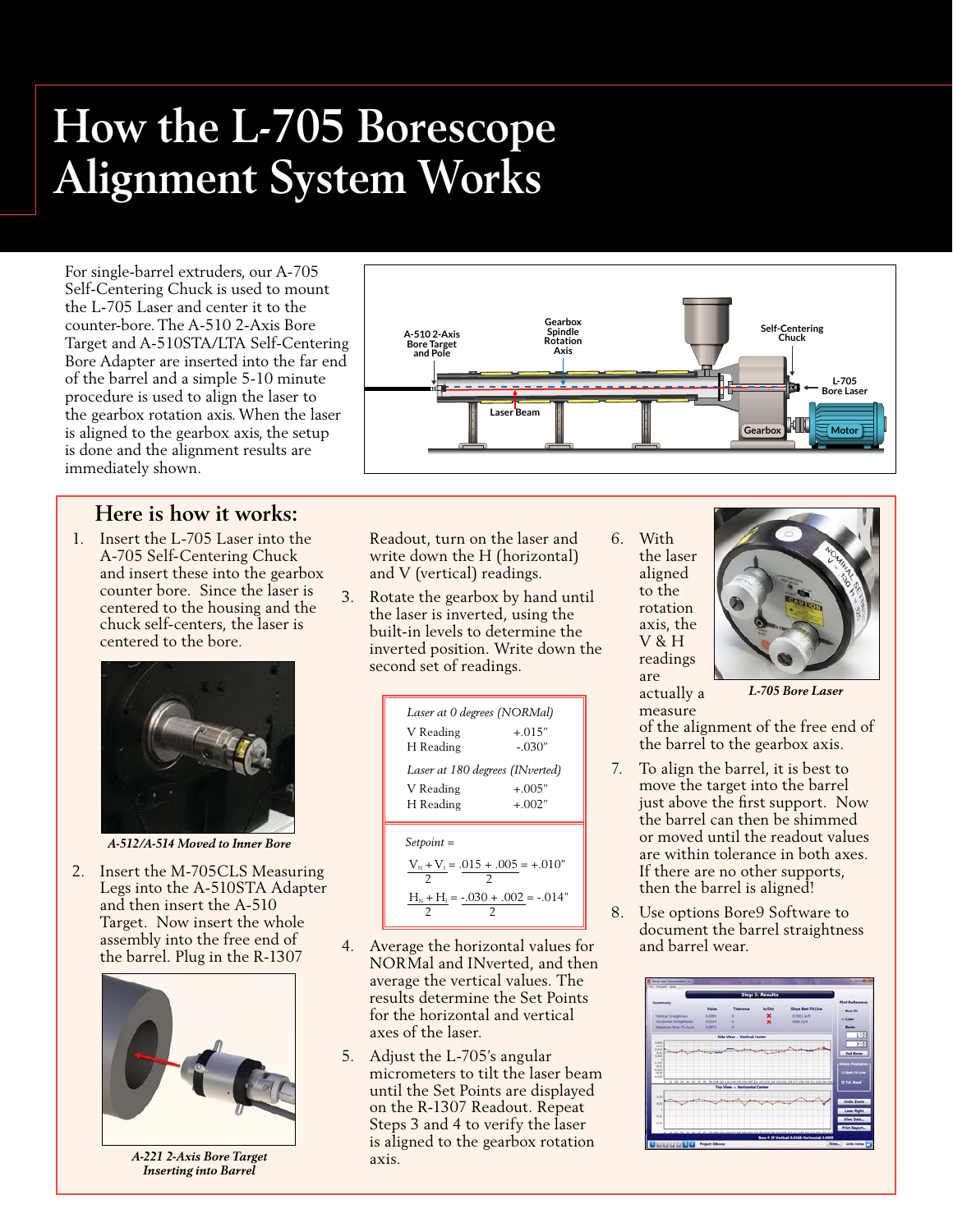# How the L-705 Borescope Alignment System Works

For single-barrel extruders, our A-705 Self-Centering Chuck is used to mount the L-705 Laser and center it to the counter-bore. The A-510 2-Axis Bore Target and A-510STA/LTA Self-Centering Bore Adapter are inserted into the far end of the barrel and a simple 5-10 minute procedure is used to align the laser to the gearbox rotation axis. When the laser is aligned to the gearbox axis, the setup is done and the alignment results are immediately shown.

A-510 2-Axis Bore Target and Pole

Gearbox Spindle Rotation Axis

Self-Centering Chuck

L-705 Bore Laser

Laser Beam

Gearbox

Motor

## Here is how it works:

1. Insert the L-705 Laser into the A-705 Self-Centering Chuck and insert these into the gearbox counter bore. Since the laser is centered to the housing and the chuck self-centers, the laser is centered to the bore.

*A-512/A-514 Moved to Inner Bore*

2. Insert the M-705CLS Measuring Legs into the A-510STA Adapter and then insert the A-510 Target. Now insert the whole assembly into the free end of the barrel. Plug in the R-1307 Readout, turn on the laser and write down the H (horizontal) and V (vertical) readings.

*A-221 2-Axis Bore Target Inserting into Barrel*

3. Rotate the gearbox by hand until the laser is inverted, using the built-in levels to determine the inverted position. Write down the second set of readings.

| *Laser at 0 degrees (NORMal)* | |
|---|---|
| V Reading | +.015" |
| H Reading | -.030" |
| *Laser at 180 degrees (INverted)* | |
| V Reading | +.005" |
| H Reading | +.002" |

*Setpoint =*

$$\frac{V_N + V_I}{2} = \frac{.015 + .005}{2} = +.010"$$

$$\frac{H_N + H_I}{2} = \frac{-.030 + .002}{2} = -.014"$$

4. Average the horizontal values for NORMal and INverted, and then average the vertical values. The results determine the Set Points for the horizontal and vertical axes of the laser.

5. Adjust the L-705's angular micrometers to tilt the laser beam until the Set Points are displayed on the R-1307 Readout. Repeat Steps 3 and 4 to verify the laser is aligned to the gearbox rotation axis.

6. With the laser aligned to the rotation axis, the V & H readings are actually a measure of the alignment of the free end of the barrel to the gearbox axis.

*L-705 Bore Laser*

7. To align the barrel, it is best to move the target into the barrel just above the first support. Now the barrel can then be shimmed or moved until the readout values are within tolerance in both axes. If there are no other supports, then the barrel is aligned!

8. Use options Bore9 Software to document the barrel straightness and barrel wear.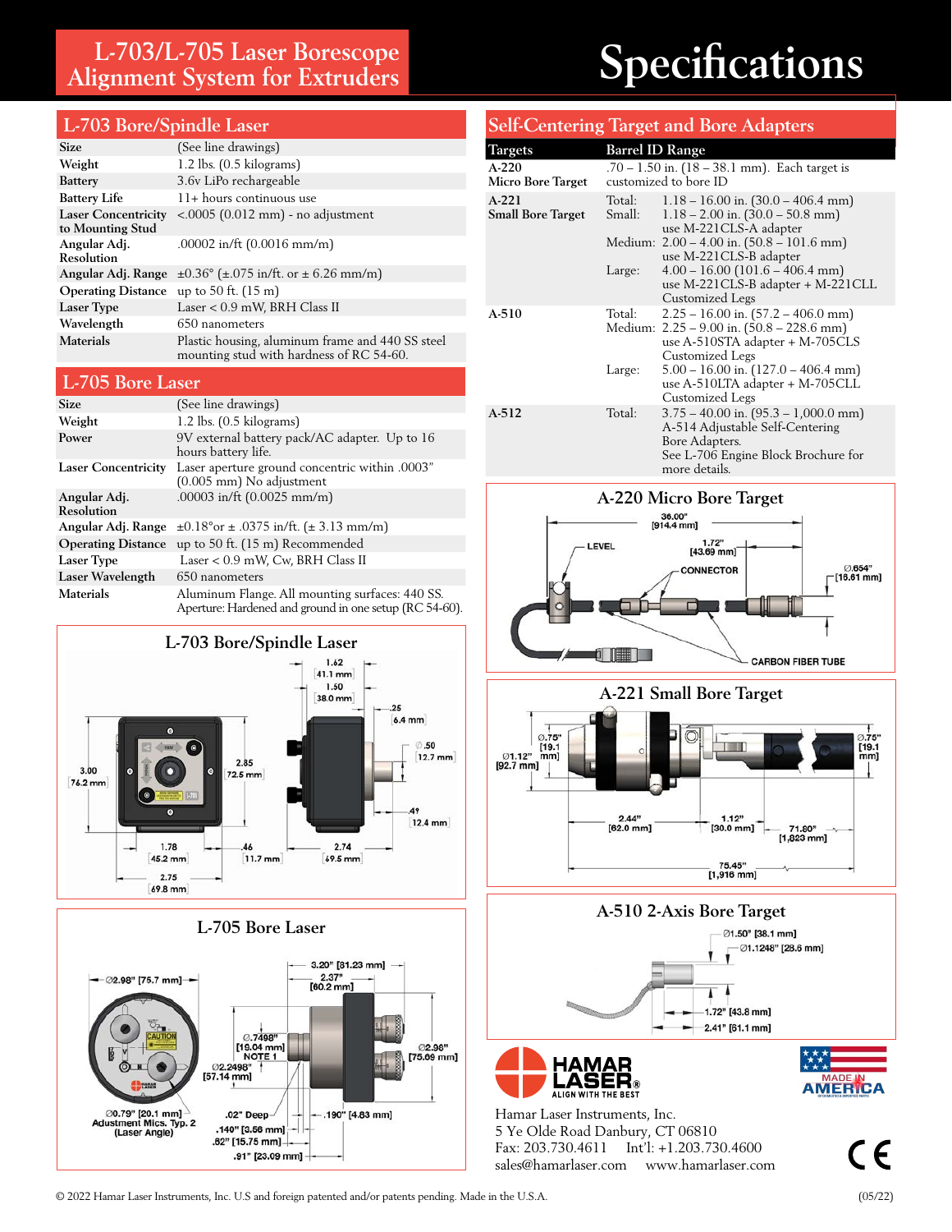# L-703/L-705 Laser Borescope Alignment System for Extruders

# Specifications

## L-703 Bore/Spindle Laser

| | |
|---|---|
| Size | (See line drawings) |
| Weight | 1.2 lbs. (0.5 kilograms) |
| Battery | 3.6v LiPo rechargeable |
| Battery Life | 11+ hours continuous use |
| Laser Concentricity to Mounting Stud | <.0005 (0.012 mm) - no adjustment |
| Angular Adj. Resolution | .00002 in/ft (0.0016 mm/m) |
| Angular Adj. Range | ±0.36° (±.075 in/ft. or ± 6.26 mm/m) |
| Operating Distance | up to 50 ft. (15 m) |
| Laser Type | Laser < 0.9 mW, BRH Class II |
| Wavelength | 650 nanometers |
| Materials | Plastic housing, aluminum frame and 440 SS steel mounting stud with hardness of RC 54-60. |

## L-705 Bore Laser

| | |
|---|---|
| Size | (See line drawings) |
| Weight | 1.2 lbs. (0.5 kilograms) |
| Power | 9V external battery pack/AC adapter. Up to 16 hours battery life. |
| Laser Concentricity | Laser aperture ground concentric within .0003" (0.005 mm) No adjustment |
| Angular Adj. Resolution | .00003 in/ft (0.0025 mm/m) |
| Angular Adj. Range | ±0.18°or ± .0375 in/ft. (± 3.13 mm/m) |
| Operating Distance | up to 50 ft. (15 m) Recommended |
| Laser Type | Laser < 0.9 mW, Cw, BRH Class II |
| Laser Wavelength | 650 nanometers |
| Materials | Aluminum Flange. All mounting surfaces: 440 SS. Aperture: Hardened and ground in one setup (RC 54-60). |

### L-703 Bore/Spindle Laser

3.00 [76.2 mm]
2.85 [72.5 mm]
1.62 [41.1 mm]
1.50 [38.0 mm]
.25 [6.4 mm]
Ø.50 [12.7 mm]
.49 [12.4 mm]
1.78 [45.2 mm]
.46 [11.7 mm]
2.74 [69.5 mm]
2.75 [69.8 mm]

### L-705 Bore Laser

Ø2.98" [75.7 mm]
Ø0.79" [20.1 mm]
Adjustment Mics. Typ. 2 (Laser Angle)
3.20" [81.23 mm]
2.37" [60.2 mm]
Ø.7498" [19.04 mm] NOTE 1
Ø2.2498" [57.14 mm]
Ø2.96" [75.69 mm]
.02" Deep
.140" [3.56 mm]
.62" [15.75 mm]
.91" [23.09 mm]
.190" [4.83 mm]

## Self-Centering Target and Bore Adapters

| Targets | Barrel ID Range |
|---|---|
| A-220 Micro Bore Target | .70 – 1.50 in. (18 – 38.1 mm). Each target is customized to bore ID |
| A-221 Small Bore Target | Total: 1.18 – 16.00 in. (30.0 – 406.4 mm)<br>Small: 1.18 – 2.00 in. (30.0 – 50.8 mm) use M-221CLS-A adapter<br>Medium: 2.00 – 4.00 in. (50.8 – 101.6 mm) use M-221CLS-B adapter<br>Large: 4.00 – 16.00 (101.6 – 406.4 mm) use M-221CLS-B adapter + M-221CLL Customized Legs |
| A-510 | Total: 2.25 – 16.00 in. (57.2 – 406.0 mm)<br>Medium: 2.25 – 9.00 in. (50.8 – 228.6 mm) use A-510STA adapter + M-705CLS Customized Legs<br>Large: 5.00 – 16.00 in. (127.0 – 406.4 mm) use A-510LTA adapter + M-705CLL Customized Legs |
| A-512 | Total: 3.75 – 40.00 in. (95.3 – 1,000.0 mm) A-514 Adjustable Self-Centering Bore Adapters. See L-706 Engine Block Brochure for more details. |

### A-220 Micro Bore Target

36.00" [914.4 mm]
LEVEL
1.72" [43.69 mm]
CONNECTOR
Ø.654" [16.61 mm]
CARBON FIBER TUBE

### A-221 Small Bore Target

Ø.75" [19.1 mm]
Ø1.12" [92.7 mm]
Ø.75" [19.1 mm]
2.44" [62.0 mm]
1.12" [30.0 mm]
71.80" [1,823 mm]
75.45" [1,916 mm]

### A-510 2-Axis Bore Target

Ø1.50" [38.1 mm]
Ø1.1248" [28.6 mm]
1.72" [43.8 mm]
2.41" [61.1 mm]

HAMAR LASER®
ALIGN WITH THE BEST

MADE IN AMERICA

Hamar Laser Instruments, Inc.
5 Ye Olde Road Danbury, CT 06810
Fax: 203.730.4611 Int'l: +1.203.730.4600
sales@hamarlaser.com www.hamarlaser.com

CE

© 2022 Hamar Laser Instruments, Inc. U.S and foreign patented and/or patents pending. Made in the U.S.A.

(05/22)